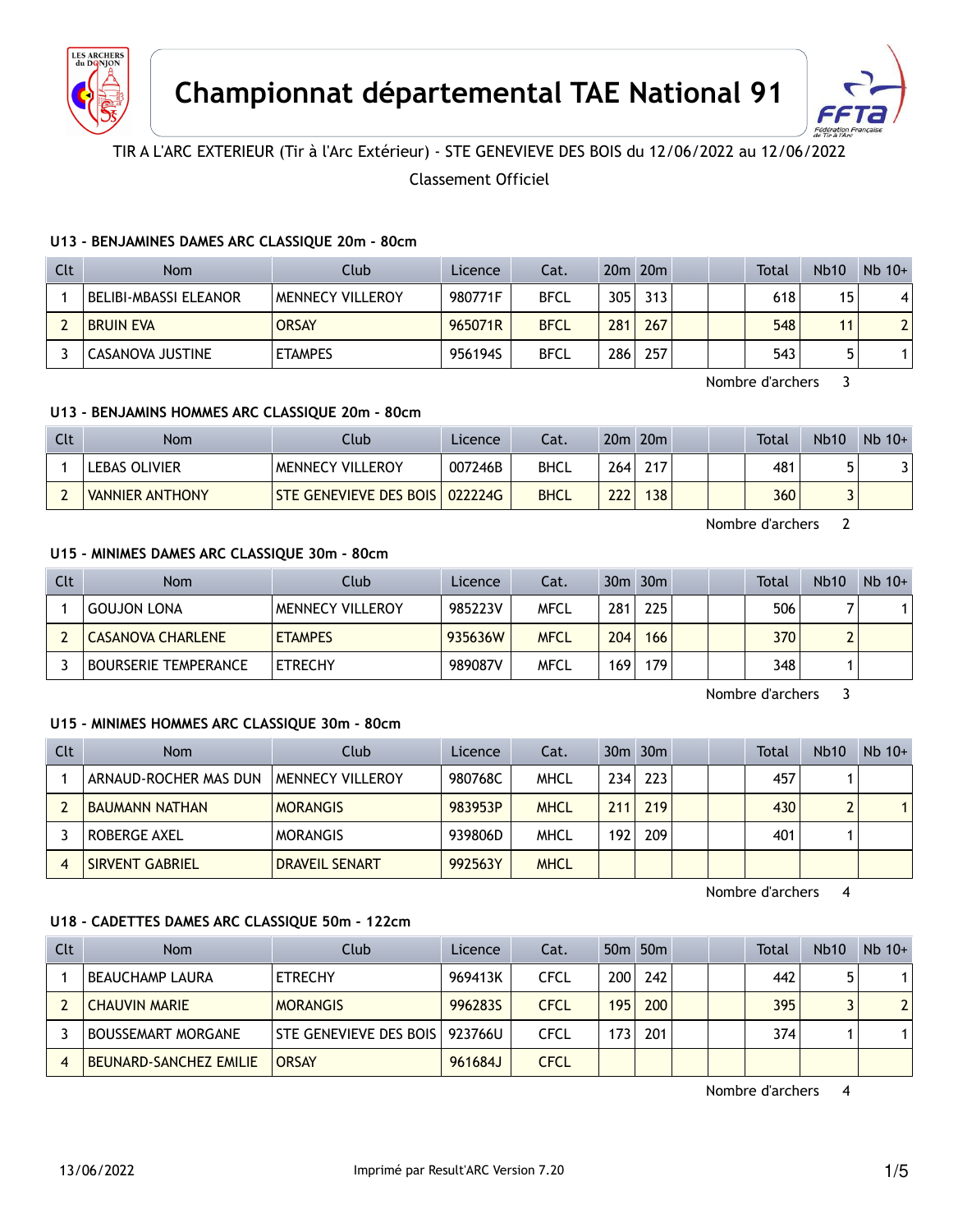# Championnat départemental TAE National 91

TIR A L'ARC EXTERIEUR (Tir à l'Arc Extérieur) - STE GENEVIEVE DES BOIS du 12/06/2022 au 12/06/2022

Classement Officiel

### U13 - BENJAMINES DAMES ARC CLASSIQUE 20m - 80cm

| Clt | Nom | Club | Licence | Cat. | 20m | 20m | | | Total | Nb10 | Nb 10+ |
|---|---|---|---|---|---|---|---|---|---|---|---|
| 1 | BELIBI-MBASSI ELEANOR | MENNECY VILLEROY | 980771F | BFCL | 305 | 313 | | | 618 | 15 | 4 |
| 2 | BRUIN EVA | ORSAY | 965071R | BFCL | 281 | 267 | | | 548 | 11 | 2 |
| 3 | CASANOVA JUSTINE | ETAMPES | 956194S | BFCL | 286 | 257 | | | 543 | 5 | 1 |

Nombre d'archers 3

### U13 - BENJAMINS HOMMES ARC CLASSIQUE 20m - 80cm

| Clt | Nom | Club | Licence | Cat. | 20m | 20m | | | Total | Nb10 | Nb 10+ |
|---|---|---|---|---|---|---|---|---|---|---|---|
| 1 | LEBAS OLIVIER | MENNECY VILLEROY | 007246B | BHCL | 264 | 217 | | | 481 | 5 | 3 |
| 2 | VANNIER ANTHONY | STE GENEVIEVE DES BOIS | 022224G | BHCL | 222 | 138 | | | 360 | 3 | |

Nombre d'archers 2

### U15 - MINIMES DAMES ARC CLASSIQUE 30m - 80cm

| Clt | Nom | Club | Licence | Cat. | 30m | 30m | | | Total | Nb10 | Nb 10+ |
|---|---|---|---|---|---|---|---|---|---|---|---|
| 1 | GOUJON LONA | MENNECY VILLEROY | 985223V | MFCL | 281 | 225 | | | 506 | 7 | 1 |
| 2 | CASANOVA CHARLENE | ETAMPES | 935636W | MFCL | 204 | 166 | | | 370 | 2 | |
| 3 | BOURSERIE TEMPERANCE | ETRECHY | 989087V | MFCL | 169 | 179 | | | 348 | 1 | |

Nombre d'archers 3

### U15 - MINIMES HOMMES ARC CLASSIQUE 30m - 80cm

| Clt | Nom | Club | Licence | Cat. | 30m | 30m | | | Total | Nb10 | Nb 10+ |
|---|---|---|---|---|---|---|---|---|---|---|---|
| 1 | ARNAUD-ROCHER MAS DUN | MENNECY VILLEROY | 980768C | MHCL | 234 | 223 | | | 457 | 1 | |
| 2 | BAUMANN NATHAN | MORANGIS | 983953P | MHCL | 211 | 219 | | | 430 | 2 | 1 |
| 3 | ROBERGE AXEL | MORANGIS | 939806D | MHCL | 192 | 209 | | | 401 | 1 | |
| 4 | SIRVENT GABRIEL | DRAVEIL SENART | 992563Y | MHCL | | | | | | | |

Nombre d'archers 4

### U18 - CADETTES DAMES ARC CLASSIQUE 50m - 122cm

| Clt | Nom | Club | Licence | Cat. | 50m | 50m | | | Total | Nb10 | Nb 10+ |
|---|---|---|---|---|---|---|---|---|---|---|---|
| 1 | BEAUCHAMP LAURA | ETRECHY | 969413K | CFCL | 200 | 242 | | | 442 | 5 | 1 |
| 2 | CHAUVIN MARIE | MORANGIS | 996283S | CFCL | 195 | 200 | | | 395 | 3 | 2 |
| 3 | BOUSSEMART MORGANE | STE GENEVIEVE DES BOIS | 923766U | CFCL | 173 | 201 | | | 374 | 1 | 1 |
| 4 | BEUNARD-SANCHEZ EMILIE | ORSAY | 961684J | CFCL | | | | | | | |

Nombre d'archers 4

13/06/2022 Imprimé par Result'ARC Version 7.20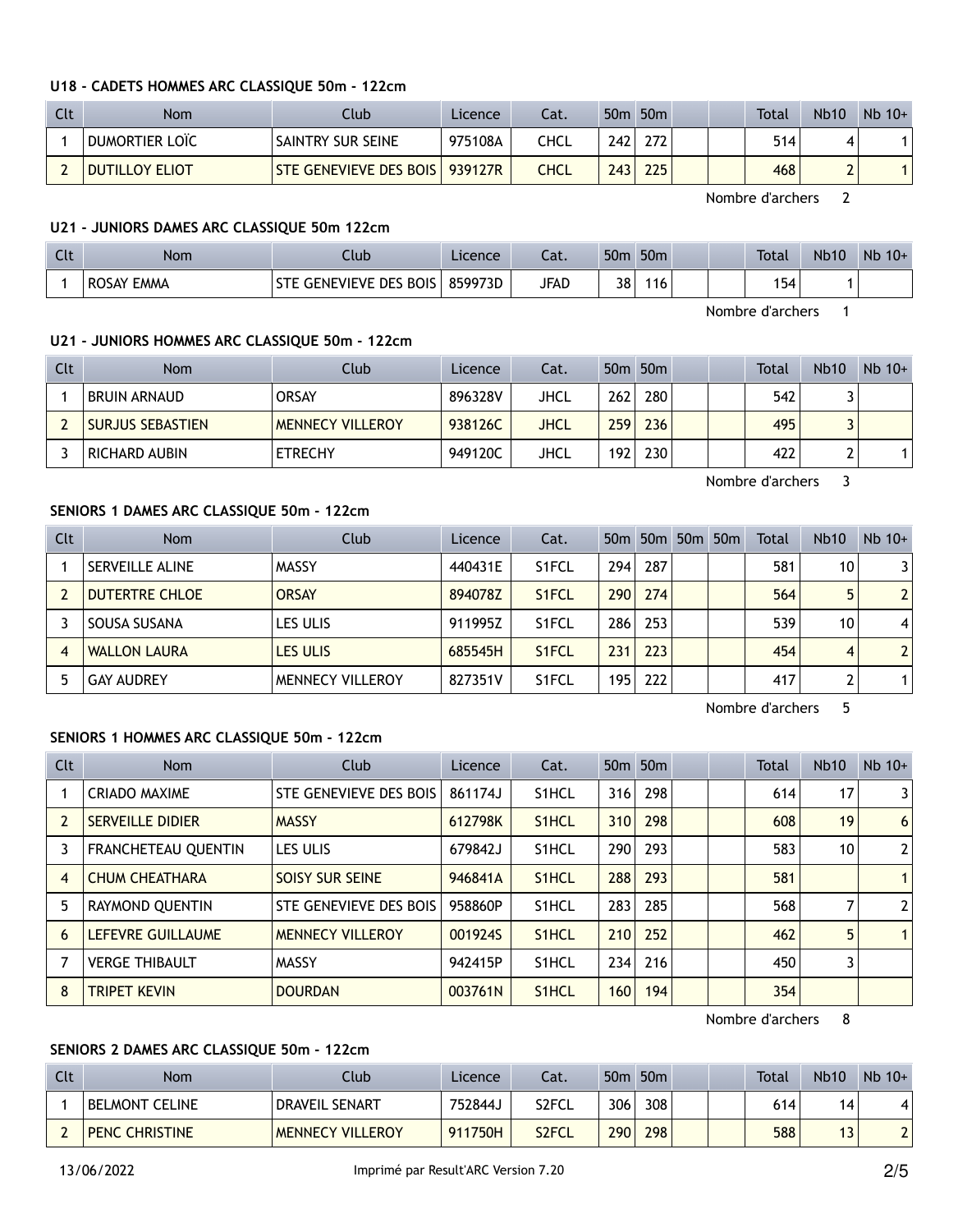### U18 - CADETS HOMMES ARC CLASSIQUE 50m - 122cm

| Clt | Nom | Club | Licence | Cat. | 50m | 50m | | | Total | Nb10 | Nb 10+ |
|---|---|---|---|---|---|---|---|---|---|---|---|
| 1 | DUMORTIER LOÏC | SAINTRY SUR SEINE | 975108A | CHCL | 242 | 272 | | | 514 | 4 | 1 |
| 2 | DUTILLOY ELIOT | STE GENEVIEVE DES BOIS | 939127R | CHCL | 243 | 225 | | | 468 | 2 | 1 |

Nombre d'archers 2

### U21 - JUNIORS DAMES ARC CLASSIQUE 50m 122cm

| Clt | Nom | Club | Licence | Cat. | 50m | 50m | | | Total | Nb10 | Nb 10+ |
|---|---|---|---|---|---|---|---|---|---|---|---|
| 1 | ROSAY EMMA | STE GENEVIEVE DES BOIS | 859973D | JFAD | 38 | 116 | | | 154 | 1 | |

Nombre d'archers 1

### U21 - JUNIORS HOMMES ARC CLASSIQUE 50m - 122cm

| Clt | Nom | Club | Licence | Cat. | 50m | 50m | | | Total | Nb10 | Nb 10+ |
|---|---|---|---|---|---|---|---|---|---|---|---|
| 1 | BRUIN ARNAUD | ORSAY | 896328V | JHCL | 262 | 280 | | | 542 | 3 | |
| 2 | SURJUS SEBASTIEN | MENNECY VILLEROY | 938126C | JHCL | 259 | 236 | | | 495 | 3 | |
| 3 | RICHARD AUBIN | ETRECHY | 949120C | JHCL | 192 | 230 | | | 422 | 2 | 1 |

Nombre d'archers 3

### SENIORS 1 DAMES ARC CLASSIQUE 50m - 122cm

| Clt | Nom | Club | Licence | Cat. | 50m | 50m | 50m | 50m | Total | Nb10 | Nb 10+ |
|---|---|---|---|---|---|---|---|---|---|---|---|
| 1 | SERVEILLE ALINE | MASSY | 440431E | S1FCL | 294 | 287 | | | 581 | 10 | 3 |
| 2 | DUTERTRE CHLOE | ORSAY | 894078Z | S1FCL | 290 | 274 | | | 564 | 5 | 2 |
| 3 | SOUSA SUSANA | LES ULIS | 911995Z | S1FCL | 286 | 253 | | | 539 | 10 | 4 |
| 4 | WALLON LAURA | LES ULIS | 685545H | S1FCL | 231 | 223 | | | 454 | 4 | 2 |
| 5 | GAY AUDREY | MENNECY VILLEROY | 827351V | S1FCL | 195 | 222 | | | 417 | 2 | 1 |

Nombre d'archers 5

### SENIORS 1 HOMMES ARC CLASSIQUE 50m - 122cm

| Clt | Nom | Club | Licence | Cat. | 50m | 50m | | | Total | Nb10 | Nb 10+ |
|---|---|---|---|---|---|---|---|---|---|---|---|
| 1 | CRIADO MAXIME | STE GENEVIEVE DES BOIS | 861174J | S1HCL | 316 | 298 | | | 614 | 17 | 3 |
| 2 | SERVEILLE DIDIER | MASSY | 612798K | S1HCL | 310 | 298 | | | 608 | 19 | 6 |
| 3 | FRANCHETEAU QUENTIN | LES ULIS | 679842J | S1HCL | 290 | 293 | | | 583 | 10 | 2 |
| 4 | CHUM CHEATHARA | SOISY SUR SEINE | 946841A | S1HCL | 288 | 293 | | | 581 | | 1 |
| 5 | RAYMOND QUENTIN | STE GENEVIEVE DES BOIS | 958860P | S1HCL | 283 | 285 | | | 568 | 7 | 2 |
| 6 | LEFEVRE GUILLAUME | MENNECY VILLEROY | 001924S | S1HCL | 210 | 252 | | | 462 | 5 | 1 |
| 7 | VERGE THIBAULT | MASSY | 942415P | S1HCL | 234 | 216 | | | 450 | 3 | |
| 8 | TRIPET KEVIN | DOURDAN | 003761N | S1HCL | 160 | 194 | | | 354 | | |

Nombre d'archers 8

### SENIORS 2 DAMES ARC CLASSIQUE 50m - 122cm

| Clt | Nom | Club | Licence | Cat. | 50m | 50m | | | Total | Nb10 | Nb 10+ |
|---|---|---|---|---|---|---|---|---|---|---|---|
| 1 | BELMONT CELINE | DRAVEIL SENART | 752844J | S2FCL | 306 | 308 | | | 614 | 14 | 4 |
| 2 | PENC CHRISTINE | MENNECY VILLEROY | 911750H | S2FCL | 290 | 298 | | | 588 | 13 | 2 |

13/06/2022 Imprimé par Result'ARC Version 7.20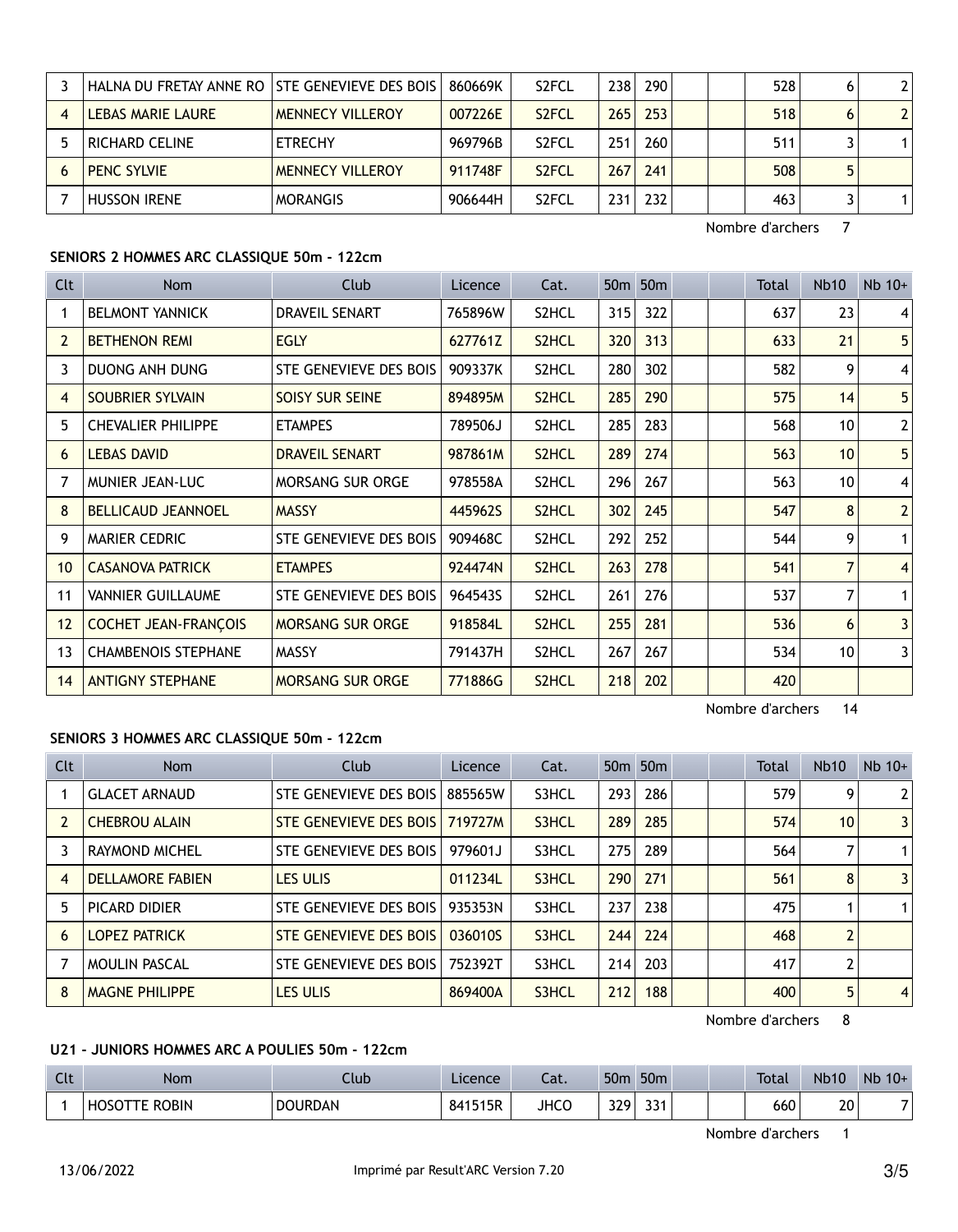| | | | | | | | | | | | |
|---|---|---|---|---|---|---|---|---|---|---|---|
| 3 | HALNA DU FRETAY ANNE RO | STE GENEVIEVE DES BOIS | 860669K | S2FCL | 238 | 290 | | | 528 | 6 | 2 |
| 4 | LEBAS MARIE LAURE | MENNECY VILLEROY | 007226E | S2FCL | 265 | 253 | | | 518 | 6 | 2 |
| 5 | RICHARD CELINE | ETRECHY | 969796B | S2FCL | 251 | 260 | | | 511 | 3 | 1 |
| 6 | PENC SYLVIE | MENNECY VILLEROY | 911748F | S2FCL | 267 | 241 | | | 508 | 5 | |
| 7 | HUSSON IRENE | MORANGIS | 906644H | S2FCL | 231 | 232 | | | 463 | 3 | 1 |

Nombre d'archers 7

**SENIORS 2 HOMMES ARC CLASSIQUE 50m - 122cm**

| Clt | Nom | Club | Licence | Cat. | 50m | 50m | | | Total | Nb10 | Nb 10+ |
|---|---|---|---|---|---|---|---|---|---|---|---|
| 1 | BELMONT YANNICK | DRAVEIL SENART | 765896W | S2HCL | 315 | 322 | | | 637 | 23 | 4 |
| 2 | BETHENON REMI | EGLY | 627761Z | S2HCL | 320 | 313 | | | 633 | 21 | 5 |
| 3 | DUONG ANH DUNG | STE GENEVIEVE DES BOIS | 909337K | S2HCL | 280 | 302 | | | 582 | 9 | 4 |
| 4 | SOUBRIER SYLVAIN | SOISY SUR SEINE | 894895M | S2HCL | 285 | 290 | | | 575 | 14 | 5 |
| 5 | CHEVALIER PHILIPPE | ETAMPES | 789506J | S2HCL | 285 | 283 | | | 568 | 10 | 2 |
| 6 | LEBAS DAVID | DRAVEIL SENART | 987861M | S2HCL | 289 | 274 | | | 563 | 10 | 5 |
| 7 | MUNIER JEAN-LUC | MORSANG SUR ORGE | 978558A | S2HCL | 296 | 267 | | | 563 | 10 | 4 |
| 8 | BELLICAUD JEANNOEL | MASSY | 445962S | S2HCL | 302 | 245 | | | 547 | 8 | 2 |
| 9 | MARIER CEDRIC | STE GENEVIEVE DES BOIS | 909468C | S2HCL | 292 | 252 | | | 544 | 9 | 1 |
| 10 | CASANOVA PATRICK | ETAMPES | 924474N | S2HCL | 263 | 278 | | | 541 | 7 | 4 |
| 11 | VANNIER GUILLAUME | STE GENEVIEVE DES BOIS | 964543S | S2HCL | 261 | 276 | | | 537 | 7 | 1 |
| 12 | COCHET JEAN-FRANÇOIS | MORSANG SUR ORGE | 918584L | S2HCL | 255 | 281 | | | 536 | 6 | 3 |
| 13 | CHAMBENOIS STEPHANE | MASSY | 791437H | S2HCL | 267 | 267 | | | 534 | 10 | 3 |
| 14 | ANTIGNY STEPHANE | MORSANG SUR ORGE | 771886G | S2HCL | 218 | 202 | | | 420 | | |

Nombre d'archers 14

**SENIORS 3 HOMMES ARC CLASSIQUE 50m - 122cm**

| Clt | Nom | Club | Licence | Cat. | 50m | 50m | | | Total | Nb10 | Nb 10+ |
|---|---|---|---|---|---|---|---|---|---|---|---|
| 1 | GLACET ARNAUD | STE GENEVIEVE DES BOIS | 885565W | S3HCL | 293 | 286 | | | 579 | 9 | 2 |
| 2 | CHEBROU ALAIN | STE GENEVIEVE DES BOIS | 719727M | S3HCL | 289 | 285 | | | 574 | 10 | 3 |
| 3 | RAYMOND MICHEL | STE GENEVIEVE DES BOIS | 979601J | S3HCL | 275 | 289 | | | 564 | 7 | 1 |
| 4 | DELLAMORE FABIEN | LES ULIS | 011234L | S3HCL | 290 | 271 | | | 561 | 8 | 3 |
| 5 | PICARD DIDIER | STE GENEVIEVE DES BOIS | 935353N | S3HCL | 237 | 238 | | | 475 | 1 | 1 |
| 6 | LOPEZ PATRICK | STE GENEVIEVE DES BOIS | 036010S | S3HCL | 244 | 224 | | | 468 | 2 | |
| 7 | MOULIN PASCAL | STE GENEVIEVE DES BOIS | 752392T | S3HCL | 214 | 203 | | | 417 | 2 | |
| 8 | MAGNE PHILIPPE | LES ULIS | 869400A | S3HCL | 212 | 188 | | | 400 | 5 | 4 |

Nombre d'archers 8

**U21 - JUNIORS HOMMES ARC A POULIES 50m - 122cm**

| Clt | Nom | Club | Licence | Cat. | 50m | 50m | | | Total | Nb10 | Nb 10+ |
|---|---|---|---|---|---|---|---|---|---|---|---|
| 1 | HOSOTTE ROBIN | DOURDAN | 841515R | JHCO | 329 | 331 | | | 660 | 20 | 7 |

Nombre d'archers 1

13/06/2022 Imprimé par Result'ARC Version 7.20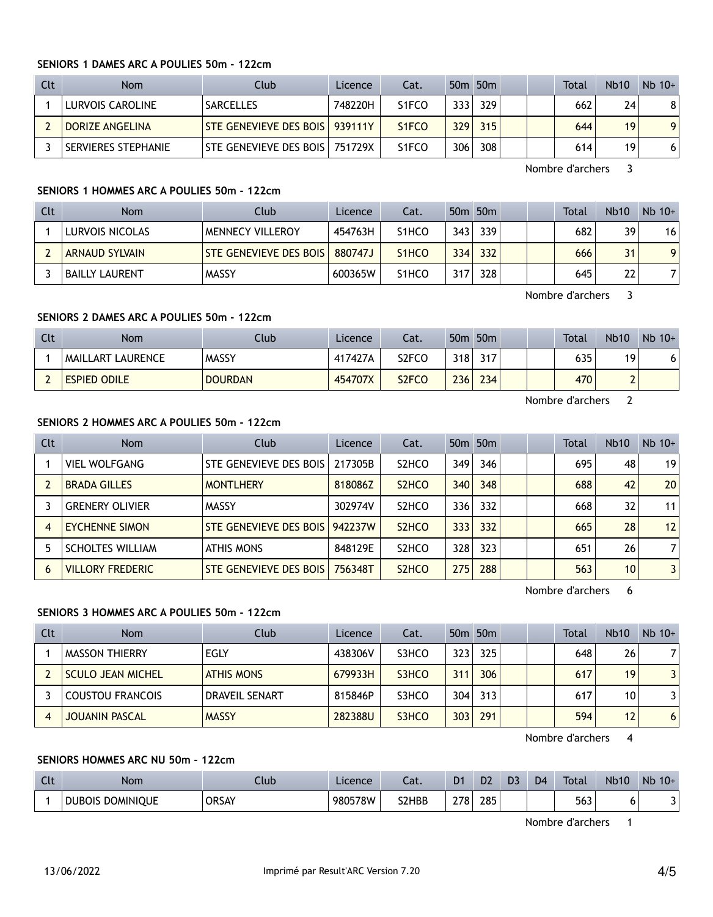**SENIORS 1 DAMES ARC A POULIES 50m - 122cm**

| Clt | Nom | Club | Licence | Cat. | 50m | 50m | | | Total | Nb10 | Nb 10+ |
|---|---|---|---|---|---|---|---|---|---|---|---|
| 1 | LURVOIS CAROLINE | SARCELLES | 748220H | S1FCO | 333 | 329 | | | 662 | 24 | 8 |
| 2 | DORIZE ANGELINA | STE GENEVIEVE DES BOIS | 939111Y | S1FCO | 329 | 315 | | | 644 | 19 | 9 |
| 3 | SERVIERES STEPHANIE | STE GENEVIEVE DES BOIS | 751729X | S1FCO | 306 | 308 | | | 614 | 19 | 6 |

Nombre d'archers 3

**SENIORS 1 HOMMES ARC A POULIES 50m - 122cm**

| Clt | Nom | Club | Licence | Cat. | 50m | 50m | | | Total | Nb10 | Nb 10+ |
|---|---|---|---|---|---|---|---|---|---|---|---|
| 1 | LURVOIS NICOLAS | MENNECY VILLEROY | 454763H | S1HCO | 343 | 339 | | | 682 | 39 | 16 |
| 2 | ARNAUD SYLVAIN | STE GENEVIEVE DES BOIS | 880747J | S1HCO | 334 | 332 | | | 666 | 31 | 9 |
| 3 | BAILLY LAURENT | MASSY | 600365W | S1HCO | 317 | 328 | | | 645 | 22 | 7 |

Nombre d'archers 3

**SENIORS 2 DAMES ARC A POULIES 50m - 122cm**

| Clt | Nom | Club | Licence | Cat. | 50m | 50m | | | Total | Nb10 | Nb 10+ |
|---|---|---|---|---|---|---|---|---|---|---|---|
| 1 | MAILLART LAURENCE | MASSY | 417427A | S2FCO | 318 | 317 | | | 635 | 19 | 6 |
| 2 | ESPIED ODILE | DOURDAN | 454707X | S2FCO | 236 | 234 | | | 470 | 2 | |

Nombre d'archers 2

**SENIORS 2 HOMMES ARC A POULIES 50m - 122cm**

| Clt | Nom | Club | Licence | Cat. | 50m | 50m | | | Total | Nb10 | Nb 10+ |
|---|---|---|---|---|---|---|---|---|---|---|---|
| 1 | VIEL WOLFGANG | STE GENEVIEVE DES BOIS | 217305B | S2HCO | 349 | 346 | | | 695 | 48 | 19 |
| 2 | BRADA GILLES | MONTLHERY | 818086Z | S2HCO | 340 | 348 | | | 688 | 42 | 20 |
| 3 | GRENERY OLIVIER | MASSY | 302974V | S2HCO | 336 | 332 | | | 668 | 32 | 11 |
| 4 | EYCHENNE SIMON | STE GENEVIEVE DES BOIS | 942237W | S2HCO | 333 | 332 | | | 665 | 28 | 12 |
| 5 | SCHOLTES WILLIAM | ATHIS MONS | 848129E | S2HCO | 328 | 323 | | | 651 | 26 | 7 |
| 6 | VILLORY FREDERIC | STE GENEVIEVE DES BOIS | 756348T | S2HCO | 275 | 288 | | | 563 | 10 | 3 |

Nombre d'archers 6

**SENIORS 3 HOMMES ARC A POULIES 50m - 122cm**

| Clt | Nom | Club | Licence | Cat. | 50m | 50m | | | Total | Nb10 | Nb 10+ |
|---|---|---|---|---|---|---|---|---|---|---|---|
| 1 | MASSON THIERRY | EGLY | 438306V | S3HCO | 323 | 325 | | | 648 | 26 | 7 |
| 2 | SCULO JEAN MICHEL | ATHIS MONS | 679933H | S3HCO | 311 | 306 | | | 617 | 19 | 3 |
| 3 | COUSTOU FRANCOIS | DRAVEIL SENART | 815846P | S3HCO | 304 | 313 | | | 617 | 10 | 3 |
| 4 | JOUANIN PASCAL | MASSY | 282388U | S3HCO | 303 | 291 | | | 594 | 12 | 6 |

Nombre d'archers 4

**SENIORS HOMMES ARC NU 50m - 122cm**

| Clt | Nom | Club | Licence | Cat. | D1 | D2 | D3 | D4 | Total | Nb10 | Nb 10+ |
|---|---|---|---|---|---|---|---|---|---|---|---|
| 1 | DUBOIS DOMINIQUE | ORSAY | 980578W | S2HBB | 278 | 285 | | | 563 | 6 | 3 |

Nombre d'archers 1

13/06/2022 Imprimé par Result'ARC Version 7.20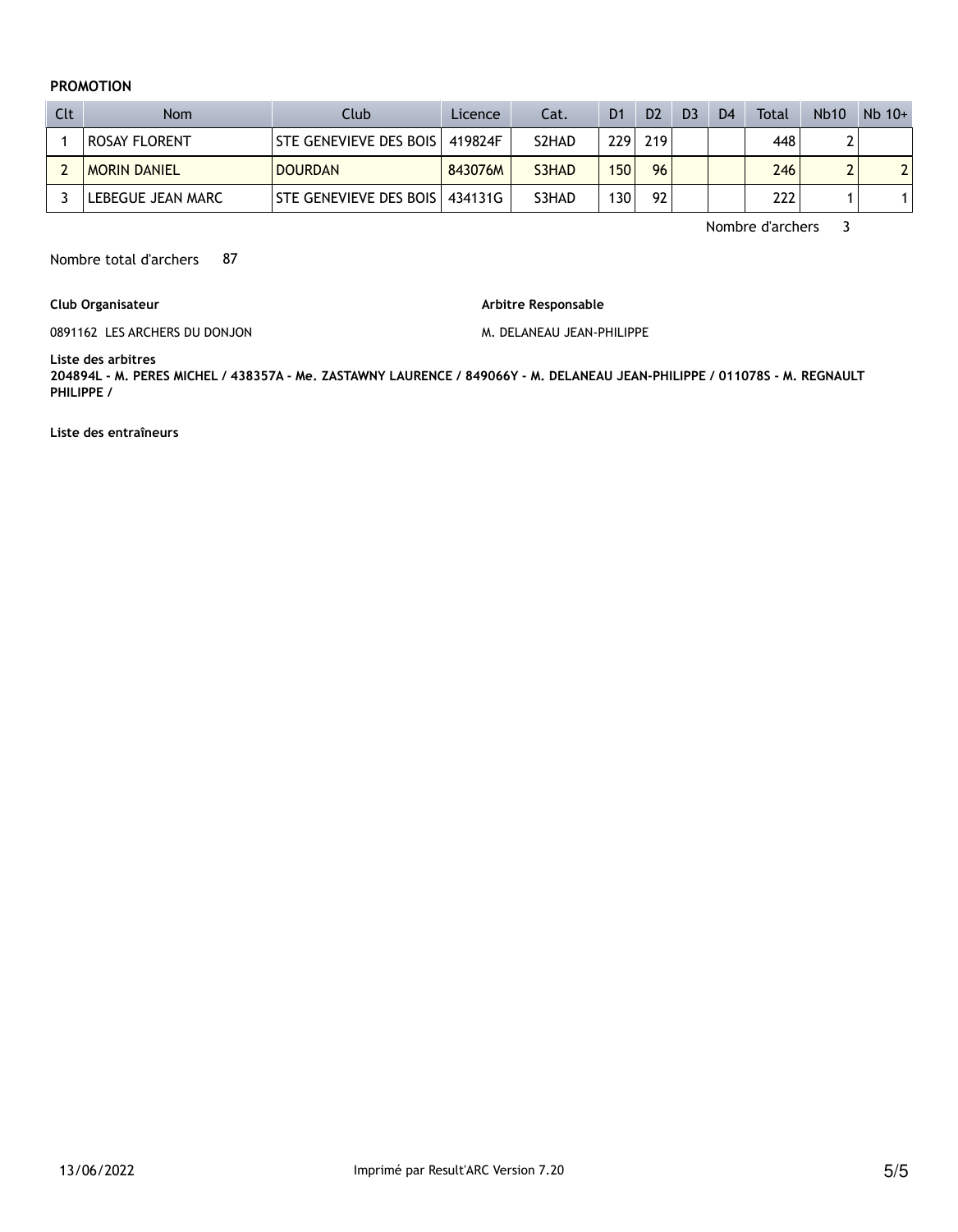**PROMOTION**

| Clt | Nom | Club | Licence | Cat. | D1 | D2 | D3 | D4 | Total | Nb10 | Nb 10+ |
|---|---|---|---|---|---|---|---|---|---|---|---|
| 1 | ROSAY FLORENT | STE GENEVIEVE DES BOIS | 419824F | S2HAD | 229 | 219 | | | 448 | 2 | |
| 2 | MORIN DANIEL | DOURDAN | 843076M | S3HAD | 150 | 96 | | | 246 | 2 | 2 |
| 3 | LEBEGUE JEAN MARC | STE GENEVIEVE DES BOIS | 434131G | S3HAD | 130 | 92 | | | 222 | 1 | 1 |

Nombre d'archers 3

Nombre total d'archers 87

**Club Organisateur**

0891162 LES ARCHERS DU DONJON

**Arbitre Responsable**

M. DELANEAU JEAN-PHILIPPE

**Liste des arbitres**

**204894L - M. PERES MICHEL / 438357A - Me. ZASTAWNY LAURENCE / 849066Y - M. DELANEAU JEAN-PHILIPPE / 011078S - M. REGNAULT PHILIPPE /**

**Liste des entraîneurs**

13/06/2022 Imprimé par Result'ARC Version 7.20